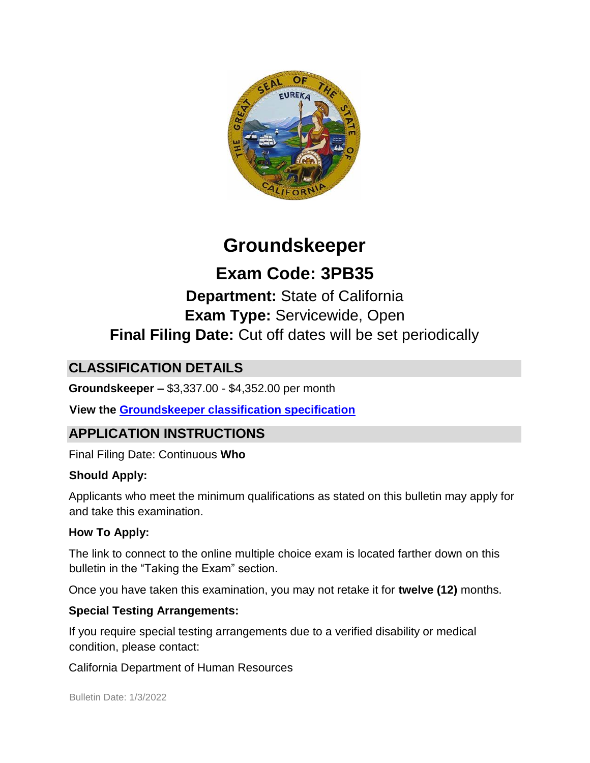# Groundskeeper

## Exam Code: 3PB35

**Department:** State of California

**Exam Type:** Servicewide, Open

**Final Filing Date:** Cut off dates will be set periodically

## CLASSIFICATION DETAILS

**Groundskeeper –** $3,337.00 - $4,352.00 per month

**View the Groundskeeper classification specification**

## APPLICATION INSTRUCTIONS

Final Filing Date: Continuous

### Who Should Apply:

Applicants who meet the minimum qualifications as stated on this bulletin may apply for and take this examination.

### How To Apply:

The link to connect to the online multiple choice exam is located farther down on this bulletin in the "Taking the Exam" section.

Once you have taken this examination, you may not retake it for **twelve (12)** months.

### Special Testing Arrangements:

If you require special testing arrangements due to a verified disability or medical condition, please contact:

California Department of Human Resources

Bulletin Date: 1/3/2022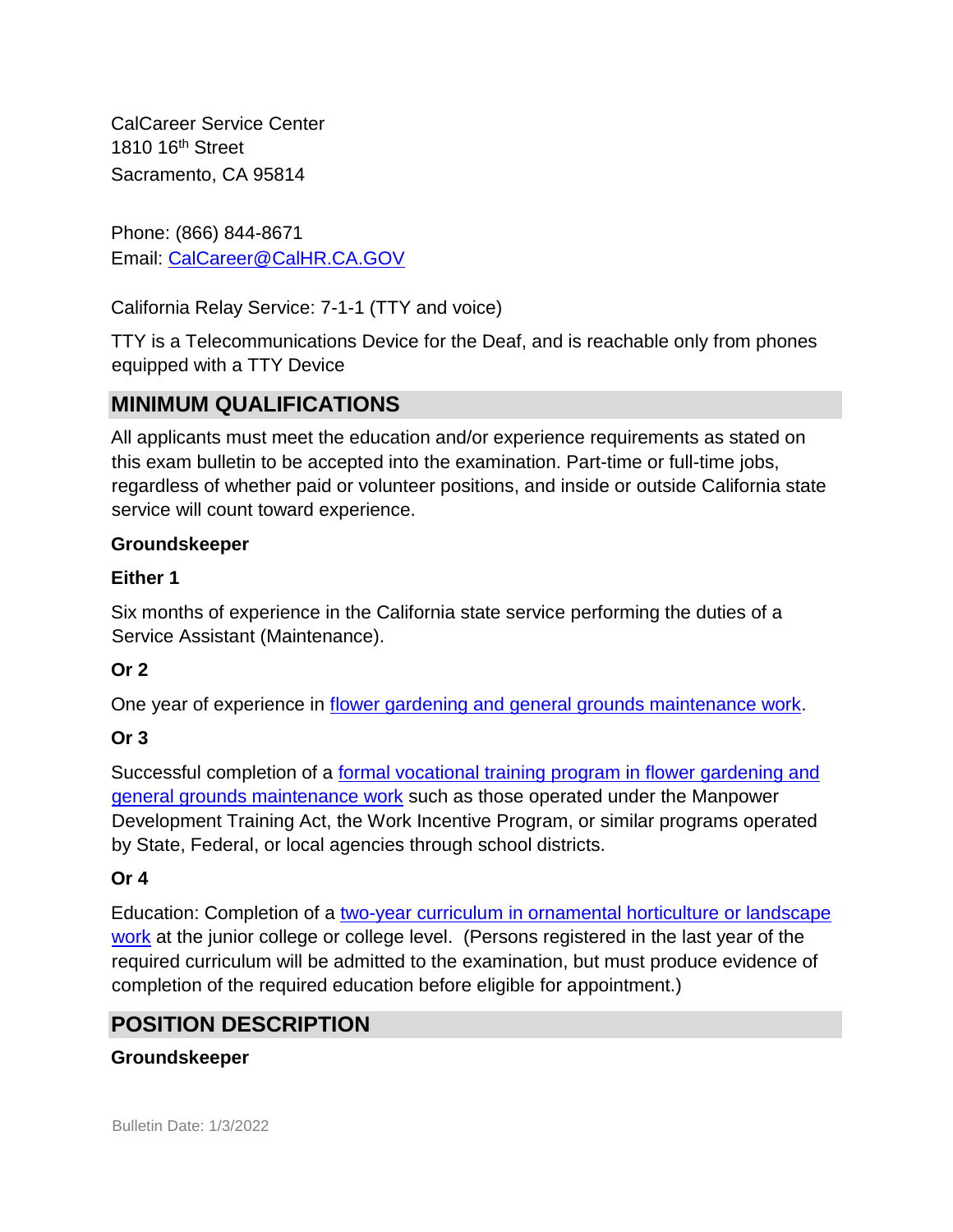CalCareer Service Center
1810 16th Street
Sacramento, CA 95814

Phone: (866) 844-8671
Email: [CalCareer@CalHR.CA.GOV](mailto:CalCareer@CalHR.CA.GOV)

California Relay Service: 7-1-1 (TTY and voice)

TTY is a Telecommunications Device for the Deaf, and is reachable only from phones equipped with a TTY Device

## MINIMUM QUALIFICATIONS

All applicants must meet the education and/or experience requirements as stated on this exam bulletin to be accepted into the examination. Part-time or full-time jobs, regardless of whether paid or volunteer positions, and inside or outside California state service will count toward experience.

**Groundskeeper**

**Either 1**

Six months of experience in the California state service performing the duties of a Service Assistant (Maintenance).

**Or 2**

One year of experience in flower gardening and general grounds maintenance work.

**Or 3**

Successful completion of a formal vocational training program in flower gardening and general grounds maintenance work such as those operated under the Manpower Development Training Act, the Work Incentive Program, or similar programs operated by State, Federal, or local agencies through school districts.

**Or 4**

Education: Completion of a two-year curriculum in ornamental horticulture or landscape work at the junior college or college level. (Persons registered in the last year of the required curriculum will be admitted to the examination, but must produce evidence of completion of the required education before eligible for appointment.)

## POSITION DESCRIPTION

**Groundskeeper**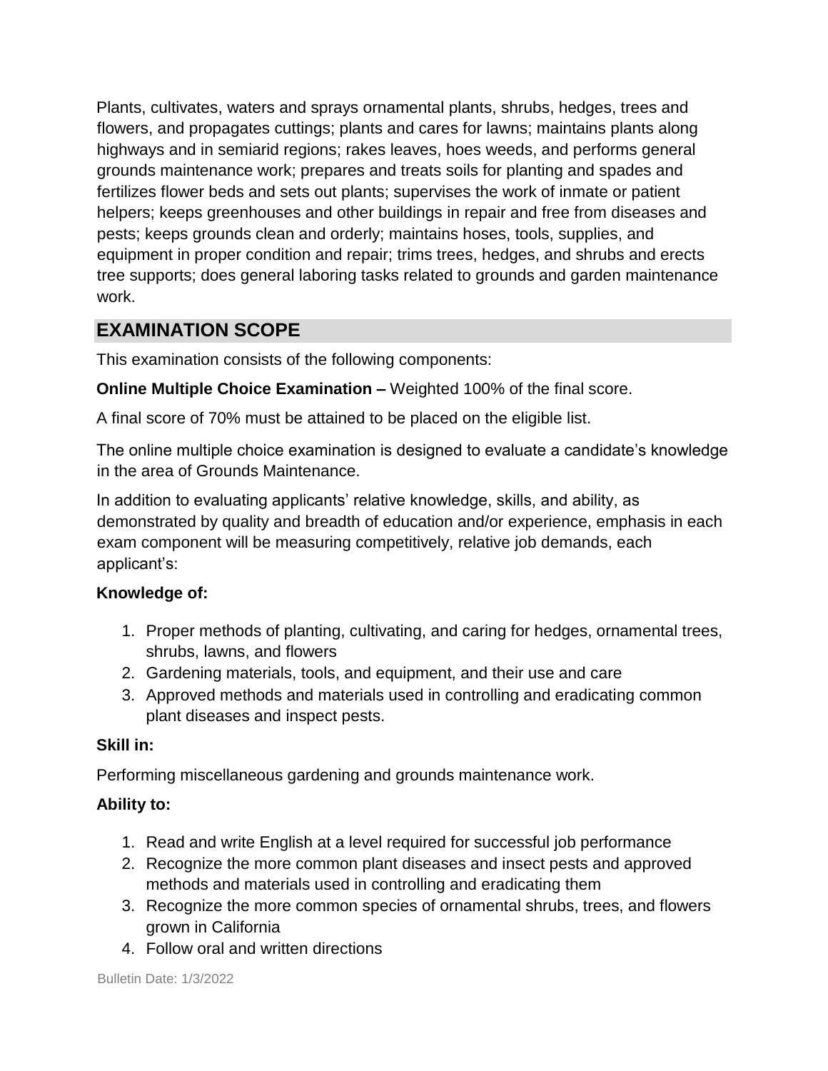Plants, cultivates, waters and sprays ornamental plants, shrubs, hedges, trees and flowers, and propagates cuttings; plants and cares for lawns; maintains plants along highways and in semiarid regions; rakes leaves, hoes weeds, and performs general grounds maintenance work; prepares and treats soils for planting and spades and fertilizes flower beds and sets out plants; supervises the work of inmate or patient helpers; keeps greenhouses and other buildings in repair and free from diseases and pests; keeps grounds clean and orderly; maintains hoses, tools, supplies, and equipment in proper condition and repair; trims trees, hedges, and shrubs and erects tree supports; does general laboring tasks related to grounds and garden maintenance work.

## EXAMINATION SCOPE

This examination consists of the following components:

**Online Multiple Choice Examination –** Weighted 100% of the final score.

A final score of 70% must be attained to be placed on the eligible list.

The online multiple choice examination is designed to evaluate a candidate's knowledge in the area of Grounds Maintenance.

In addition to evaluating applicants' relative knowledge, skills, and ability, as demonstrated by quality and breadth of education and/or experience, emphasis in each exam component will be measuring competitively, relative job demands, each applicant's:

**Knowledge of:**

1. Proper methods of planting, cultivating, and caring for hedges, ornamental trees, shrubs, lawns, and flowers
2. Gardening materials, tools, and equipment, and their use and care
3. Approved methods and materials used in controlling and eradicating common plant diseases and inspect pests.

**Skill in:**

Performing miscellaneous gardening and grounds maintenance work.

**Ability to:**

1. Read and write English at a level required for successful job performance
2. Recognize the more common plant diseases and insect pests and approved methods and materials used in controlling and eradicating them
3. Recognize the more common species of ornamental shrubs, trees, and flowers grown in California
4. Follow oral and written directions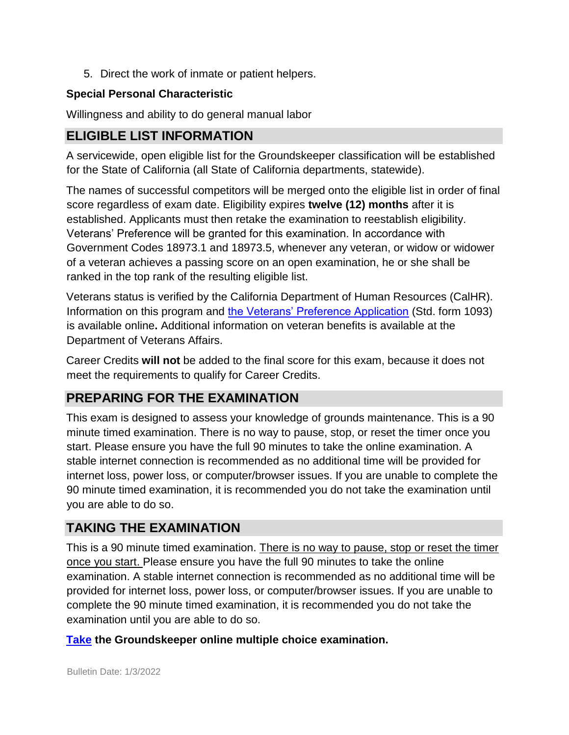5. Direct the work of inmate or patient helpers.

**Special Personal Characteristic**

Willingness and ability to do general manual labor

## ELIGIBLE LIST INFORMATION

A servicewide, open eligible list for the Groundskeeper classification will be established for the State of California (all State of California departments, statewide).

The names of successful competitors will be merged onto the eligible list in order of final score regardless of exam date. Eligibility expires **twelve (12) months** after it is established. Applicants must then retake the examination to reestablish eligibility. Veterans' Preference will be granted for this examination. In accordance with Government Codes 18973.1 and 18973.5, whenever any veteran, or widow or widower of a veteran achieves a passing score on an open examination, he or she shall be ranked in the top rank of the resulting eligible list.

Veterans status is verified by the California Department of Human Resources (CalHR). Information on this program and the Veterans' Preference Application (Std. form 1093) is available online**.** Additional information on veteran benefits is available at the Department of Veterans Affairs.

Career Credits **will not** be added to the final score for this exam, because it does not meet the requirements to qualify for Career Credits.

## PREPARING FOR THE EXAMINATION

This exam is designed to assess your knowledge of grounds maintenance. This is a 90 minute timed examination. There is no way to pause, stop, or reset the timer once you start. Please ensure you have the full 90 minutes to take the online examination. A stable internet connection is recommended as no additional time will be provided for internet loss, power loss, or computer/browser issues. If you are unable to complete the 90 minute timed examination, it is recommended you do not take the examination until you are able to do so.

## TAKING THE EXAMINATION

This is a 90 minute timed examination. There is no way to pause, stop or reset the timer once you start. Please ensure you have the full 90 minutes to take the online examination. A stable internet connection is recommended as no additional time will be provided for internet loss, power loss, or computer/browser issues. If you are unable to complete the 90 minute timed examination, it is recommended you do not take the examination until you are able to do so.

**Take the Groundskeeper online multiple choice examination.**

Bulletin Date: 1/3/2022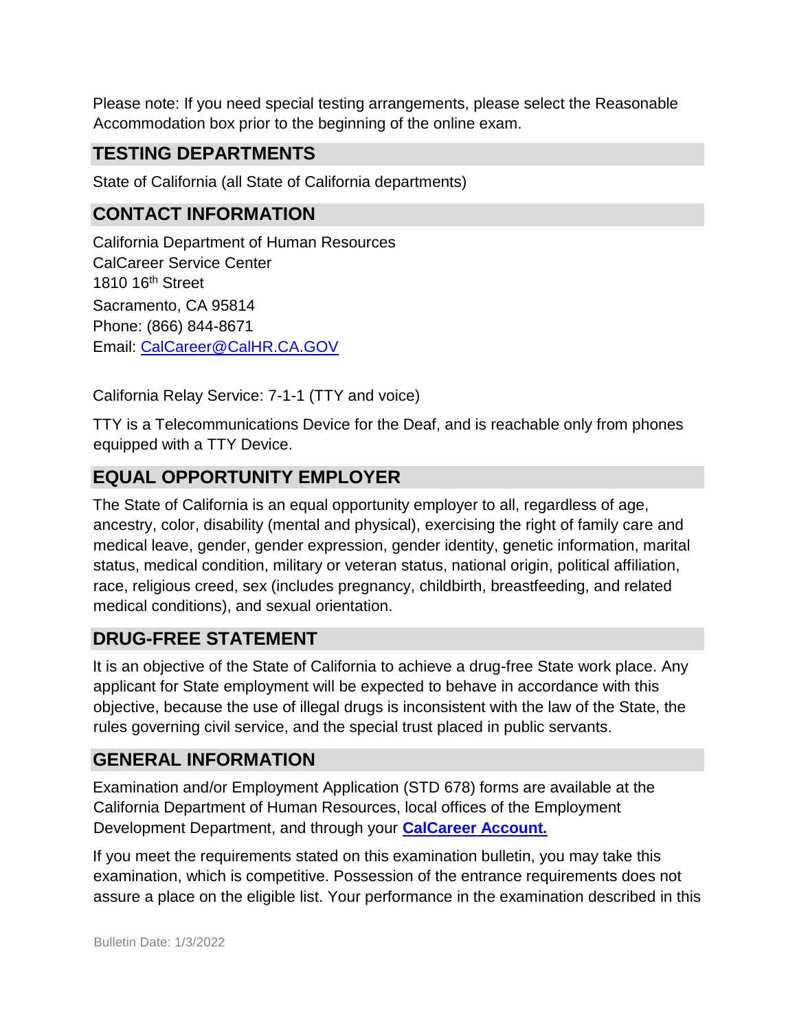Please note: If you need special testing arrangements, please select the Reasonable Accommodation box prior to the beginning of the online exam.

## TESTING DEPARTMENTS

State of California (all State of California departments)

## CONTACT INFORMATION

California Department of Human Resources
CalCareer Service Center
1810 16th Street
Sacramento, CA 95814
Phone: (866) 844-8671
Email: [CalCareer@CalHR.CA.GOV](mailto:CalCareer@CalHR.CA.GOV)

California Relay Service: 7-1-1 (TTY and voice)

TTY is a Telecommunications Device for the Deaf, and is reachable only from phones equipped with a TTY Device.

## EQUAL OPPORTUNITY EMPLOYER

The State of California is an equal opportunity employer to all, regardless of age, ancestry, color, disability (mental and physical), exercising the right of family care and medical leave, gender, gender expression, gender identity, genetic information, marital status, medical condition, military or veteran status, national origin, political affiliation, race, religious creed, sex (includes pregnancy, childbirth, breastfeeding, and related medical conditions), and sexual orientation.

## DRUG-FREE STATEMENT

It is an objective of the State of California to achieve a drug-free State work place. Any applicant for State employment will be expected to behave in accordance with this objective, because the use of illegal drugs is inconsistent with the law of the State, the rules governing civil service, and the special trust placed in public servants.

## GENERAL INFORMATION

Examination and/or Employment Application (STD 678) forms are available at the California Department of Human Resources, local offices of the Employment Development Department, and through your **CalCareer Account.**

If you meet the requirements stated on this examination bulletin, you may take this examination, which is competitive. Possession of the entrance requirements does not assure a place on the eligible list. Your performance in the examination described in this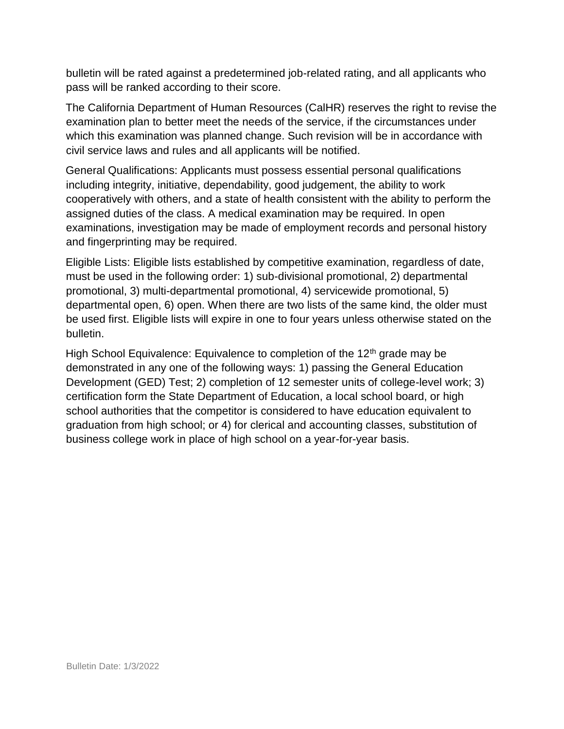bulletin will be rated against a predetermined job-related rating, and all applicants who pass will be ranked according to their score.

The California Department of Human Resources (CalHR) reserves the right to revise the examination plan to better meet the needs of the service, if the circumstances under which this examination was planned change. Such revision will be in accordance with civil service laws and rules and all applicants will be notified.

General Qualifications: Applicants must possess essential personal qualifications including integrity, initiative, dependability, good judgement, the ability to work cooperatively with others, and a state of health consistent with the ability to perform the assigned duties of the class. A medical examination may be required. In open examinations, investigation may be made of employment records and personal history and fingerprinting may be required.

Eligible Lists: Eligible lists established by competitive examination, regardless of date, must be used in the following order: 1) sub-divisional promotional, 2) departmental promotional, 3) multi-departmental promotional, 4) servicewide promotional, 5) departmental open, 6) open. When there are two lists of the same kind, the older must be used first. Eligible lists will expire in one to four years unless otherwise stated on the bulletin.

High School Equivalence: Equivalence to completion of the 12th grade may be demonstrated in any one of the following ways: 1) passing the General Education Development (GED) Test; 2) completion of 12 semester units of college-level work; 3) certification form the State Department of Education, a local school board, or high school authorities that the competitor is considered to have education equivalent to graduation from high school; or 4) for clerical and accounting classes, substitution of business college work in place of high school on a year-for-year basis.